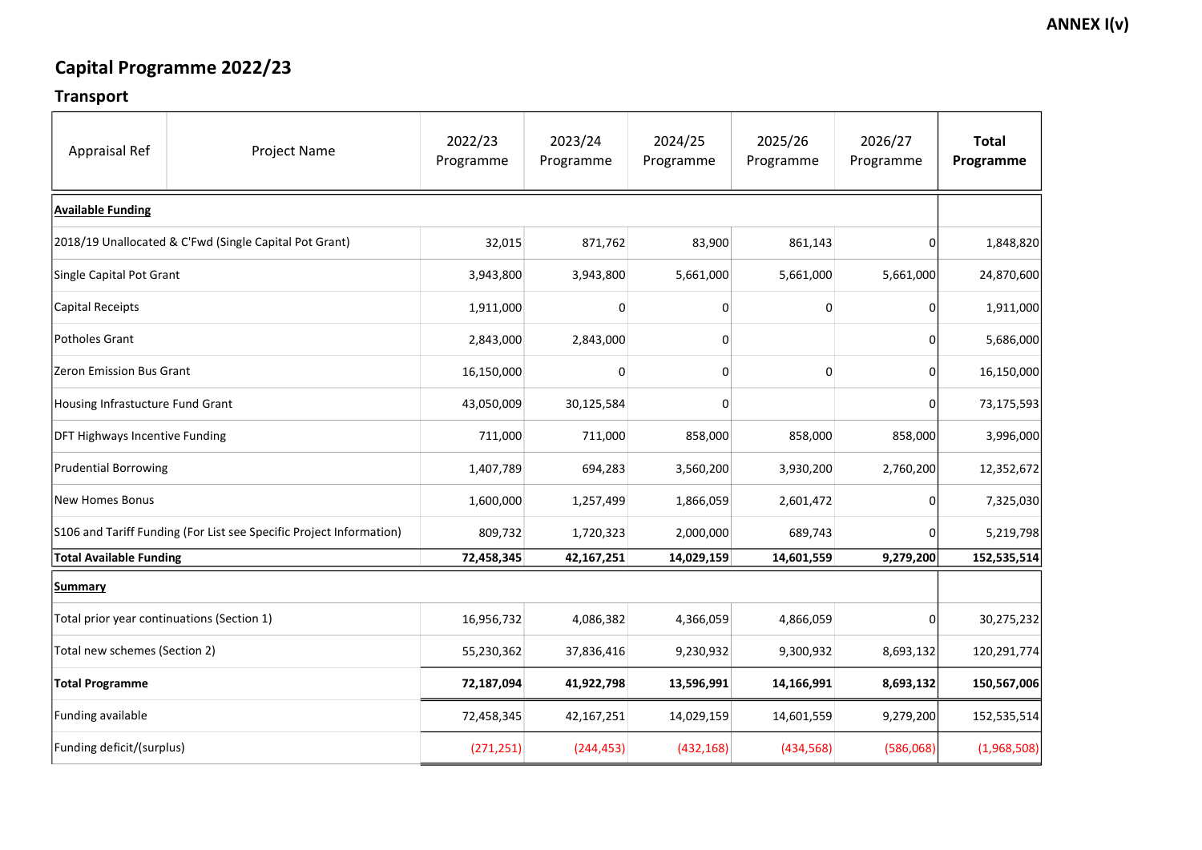ANNEX I(v)

# Capital Programme 2022/23

## Transport

| Appraisal Ref | Project Name | 2022/23 Programme | 2023/24 Programme | 2024/25 Programme | 2025/26 Programme | 2026/27 Programme | **Total Programme** |
|---|---|---|---|---|---|---|---|
| **Available Funding** | | | | | | | |
| 2018/19 Unallocated & C'Fwd (Single Capital Pot Grant) | | 32,015 | 871,762 | 83,900 | 861,143 | 0 | 1,848,820 |
| Single Capital Pot Grant | | 3,943,800 | 3,943,800 | 5,661,000 | 5,661,000 | 5,661,000 | 24,870,600 |
| Capital Receipts | | 1,911,000 | 0 | 0 | 0 | 0 | 1,911,000 |
| Potholes Grant | | 2,843,000 | 2,843,000 | 0 | | 0 | 5,686,000 |
| Zeron Emission Bus Grant | | 16,150,000 | 0 | 0 | 0 | 0 | 16,150,000 |
| Housing Infrastucture Fund Grant | | 43,050,009 | 30,125,584 | 0 | | 0 | 73,175,593 |
| DFT Highways Incentive Funding | | 711,000 | 711,000 | 858,000 | 858,000 | 858,000 | 3,996,000 |
| Prudential Borrowing | | 1,407,789 | 694,283 | 3,560,200 | 3,930,200 | 2,760,200 | 12,352,672 |
| New Homes Bonus | | 1,600,000 | 1,257,499 | 1,866,059 | 2,601,472 | 0 | 7,325,030 |
| S106 and Tariff Funding (For List see Specific Project Information) | | 809,732 | 1,720,323 | 2,000,000 | 689,743 | 0 | 5,219,798 |
| **Total Available Funding** | | **72,458,345** | **42,167,251** | **14,029,159** | **14,601,559** | **9,279,200** | **152,535,514** |
| **Summary** | | | | | | | |
| Total prior year continuations (Section 1) | | 16,956,732 | 4,086,382 | 4,366,059 | 4,866,059 | 0 | 30,275,232 |
| Total new schemes (Section 2) | | 55,230,362 | 37,836,416 | 9,230,932 | 9,300,932 | 8,693,132 | 120,291,774 |
| **Total Programme** | | **72,187,094** | **41,922,798** | **13,596,991** | **14,166,991** | **8,693,132** | **150,567,006** |
| Funding available | | 72,458,345 | 42,167,251 | 14,029,159 | 14,601,559 | 9,279,200 | 152,535,514 |
| Funding deficit/(surplus) | | (271,251) | (244,453) | (432,168) | (434,568) | (586,068) | (1,968,508) |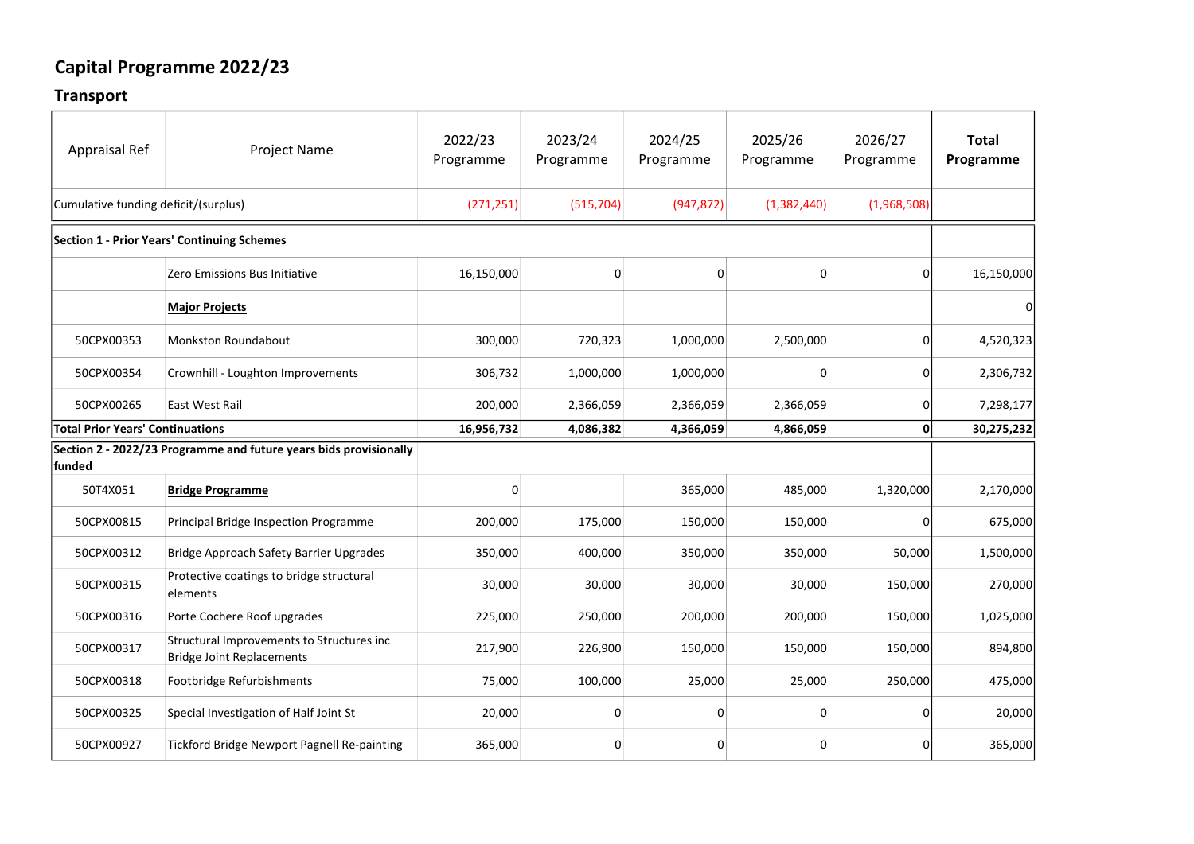# Capital Programme 2022/23

## Transport

| Appraisal Ref | Project Name | 2022/23 Programme | 2023/24 Programme | 2024/25 Programme | 2025/26 Programme | 2026/27 Programme | **Total Programme** |
|---|---|---|---|---|---|---|---|
| Cumulative funding deficit/(surplus) | | (271,251) | (515,704) | (947,872) | (1,382,440) | (1,968,508) | |
| **Section 1 - Prior Years' Continuing Schemes** | | | | | | | |
| | Zero Emissions Bus Initiative | 16,150,000 | 0 | 0 | 0 | 0 | 16,150,000 |
| | **Major Projects** | | | | | | 0 |
| 50CPX00353 | Monkston Roundabout | 300,000 | 720,323 | 1,000,000 | 2,500,000 | 0 | 4,520,323 |
| 50CPX00354 | Crownhill - Loughton Improvements | 306,732 | 1,000,000 | 1,000,000 | 0 | 0 | 2,306,732 |
| 50CPX00265 | East West Rail | 200,000 | 2,366,059 | 2,366,059 | 2,366,059 | 0 | 7,298,177 |
| **Total Prior Years' Continuations** | | **16,956,732** | **4,086,382** | **4,366,059** | **4,866,059** | **0** | **30,275,232** |
| **Section 2 - 2022/23 Programme and future years bids provisionally funded** | | | | | | | |
| 50T4X051 | **Bridge Programme** | 0 | | 365,000 | 485,000 | 1,320,000 | 2,170,000 |
| 50CPX00815 | Principal Bridge Inspection Programme | 200,000 | 175,000 | 150,000 | 150,000 | 0 | 675,000 |
| 50CPX00312 | Bridge Approach Safety Barrier Upgrades | 350,000 | 400,000 | 350,000 | 350,000 | 50,000 | 1,500,000 |
| 50CPX00315 | Protective coatings to bridge structural elements | 30,000 | 30,000 | 30,000 | 30,000 | 150,000 | 270,000 |
| 50CPX00316 | Porte Cochere Roof upgrades | 225,000 | 250,000 | 200,000 | 200,000 | 150,000 | 1,025,000 |
| 50CPX00317 | Structural Improvements to Structures inc Bridge Joint Replacements | 217,900 | 226,900 | 150,000 | 150,000 | 150,000 | 894,800 |
| 50CPX00318 | Footbridge Refurbishments | 75,000 | 100,000 | 25,000 | 25,000 | 250,000 | 475,000 |
| 50CPX00325 | Special Investigation of Half Joint St | 20,000 | 0 | 0 | 0 | 0 | 20,000 |
| 50CPX00927 | Tickford Bridge Newport Pagnell Re-painting | 365,000 | 0 | 0 | 0 | 0 | 365,000 |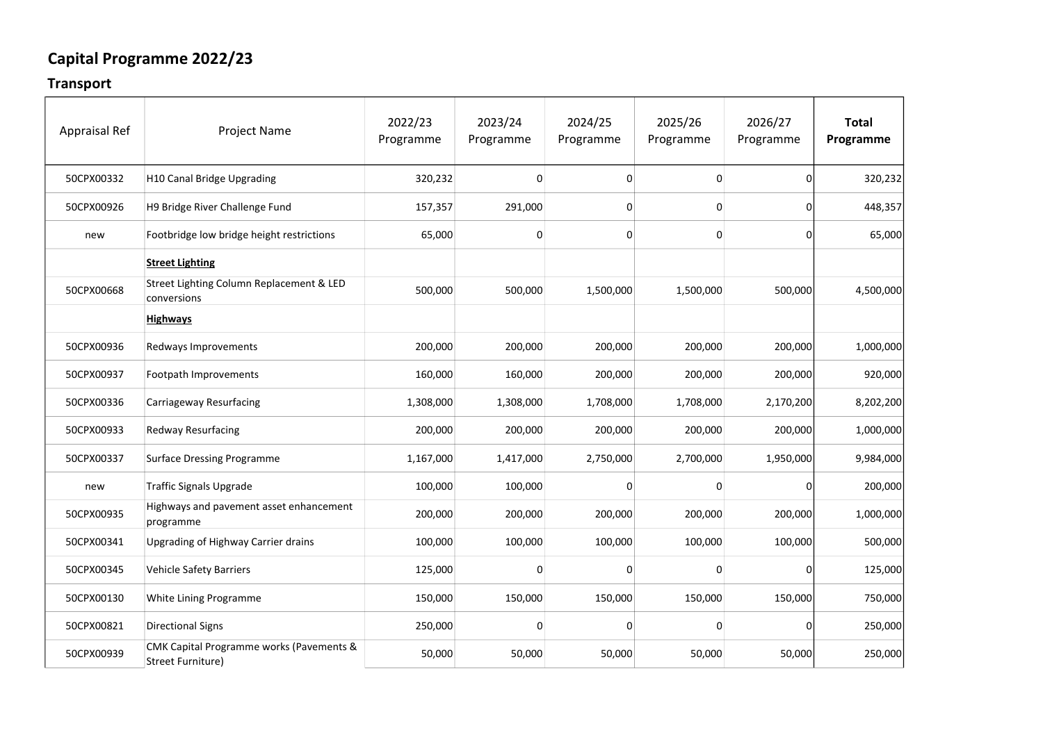# Capital Programme 2022/23

## Transport

| Appraisal Ref | Project Name | 2022/23 Programme | 2023/24 Programme | 2024/25 Programme | 2025/26 Programme | 2026/27 Programme | **Total Programme** |
|---|---|---|---|---|---|---|---|
| 50CPX00332 | H10 Canal Bridge Upgrading | 320,232 | 0 | 0 | 0 | 0 | 320,232 |
| 50CPX00926 | H9 Bridge River Challenge Fund | 157,357 | 291,000 | 0 | 0 | 0 | 448,357 |
| new | Footbridge low bridge height restrictions | 65,000 | 0 | 0 | 0 | 0 | 65,000 |
| | **Street Lighting** | | | | | | |
| 50CPX00668 | Street Lighting Column Replacement & LED conversions | 500,000 | 500,000 | 1,500,000 | 1,500,000 | 500,000 | 4,500,000 |
| | **Highways** | | | | | | |
| 50CPX00936 | Redways Improvements | 200,000 | 200,000 | 200,000 | 200,000 | 200,000 | 1,000,000 |
| 50CPX00937 | Footpath Improvements | 160,000 | 160,000 | 200,000 | 200,000 | 200,000 | 920,000 |
| 50CPX00336 | Carriageway Resurfacing | 1,308,000 | 1,308,000 | 1,708,000 | 1,708,000 | 2,170,200 | 8,202,200 |
| 50CPX00933 | Redway Resurfacing | 200,000 | 200,000 | 200,000 | 200,000 | 200,000 | 1,000,000 |
| 50CPX00337 | Surface Dressing Programme | 1,167,000 | 1,417,000 | 2,750,000 | 2,700,000 | 1,950,000 | 9,984,000 |
| new | Traffic Signals Upgrade | 100,000 | 100,000 | 0 | 0 | 0 | 200,000 |
| 50CPX00935 | Highways and pavement asset enhancement programme | 200,000 | 200,000 | 200,000 | 200,000 | 200,000 | 1,000,000 |
| 50CPX00341 | Upgrading of Highway Carrier drains | 100,000 | 100,000 | 100,000 | 100,000 | 100,000 | 500,000 |
| 50CPX00345 | Vehicle Safety Barriers | 125,000 | 0 | 0 | 0 | 0 | 125,000 |
| 50CPX00130 | White Lining Programme | 150,000 | 150,000 | 150,000 | 150,000 | 150,000 | 750,000 |
| 50CPX00821 | Directional Signs | 250,000 | 0 | 0 | 0 | 0 | 250,000 |
| 50CPX00939 | CMK Capital Programme works (Pavements & Street Furniture) | 50,000 | 50,000 | 50,000 | 50,000 | 50,000 | 250,000 |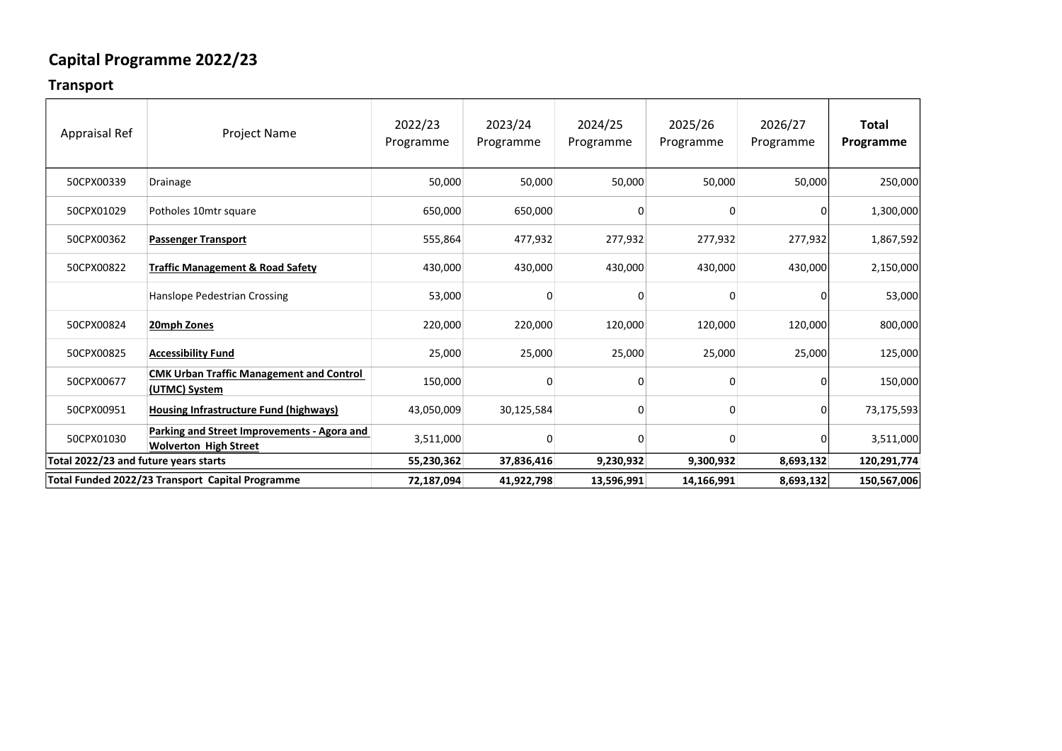# Capital Programme 2022/23

## Transport

| Appraisal Ref | Project Name | 2022/23 Programme | 2023/24 Programme | 2024/25 Programme | 2025/26 Programme | 2026/27 Programme | **Total Programme** |
|---|---|---|---|---|---|---|---|
| 50CPX00339 | Drainage | 50,000 | 50,000 | 50,000 | 50,000 | 50,000 | 250,000 |
| 50CPX01029 | Potholes 10mtr square | 650,000 | 650,000 | 0 | 0 | 0 | 1,300,000 |
| 50CPX00362 | **Passenger Transport** | 555,864 | 477,932 | 277,932 | 277,932 | 277,932 | 1,867,592 |
| 50CPX00822 | **Traffic Management & Road Safety** | 430,000 | 430,000 | 430,000 | 430,000 | 430,000 | 2,150,000 |
| | Hanslope Pedestrian Crossing | 53,000 | 0 | 0 | 0 | 0 | 53,000 |
| 50CPX00824 | **20mph Zones** | 220,000 | 220,000 | 120,000 | 120,000 | 120,000 | 800,000 |
| 50CPX00825 | **Accessibility Fund** | 25,000 | 25,000 | 25,000 | 25,000 | 25,000 | 125,000 |
| 50CPX00677 | **CMK Urban Traffic Management and Control (UTMC) System** | 150,000 | 0 | 0 | 0 | 0 | 150,000 |
| 50CPX00951 | **Housing Infrastructure Fund (highways)** | 43,050,009 | 30,125,584 | 0 | 0 | 0 | 73,175,593 |
| 50CPX01030 | **Parking and Street Improvements - Agora and Wolverton High Street** | 3,511,000 | 0 | 0 | 0 | 0 | 3,511,000 |
| **Total 2022/23 and future years starts** | | **55,230,362** | **37,836,416** | **9,230,932** | **9,300,932** | **8,693,132** | **120,291,774** |
| **Total Funded 2022/23 Transport Capital Programme** | | **72,187,094** | **41,922,798** | **13,596,991** | **14,166,991** | **8,693,132** | **150,567,006** |